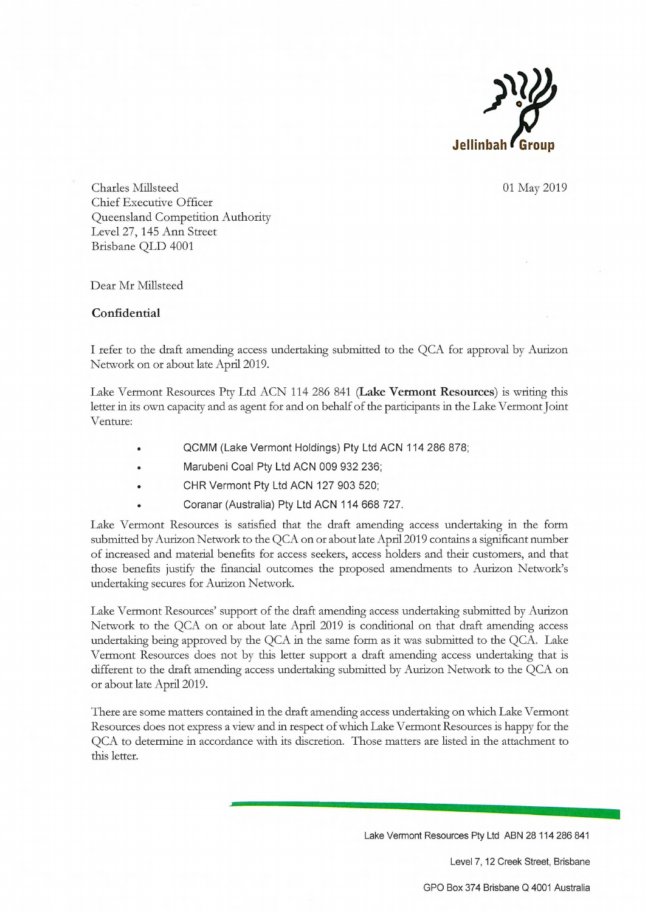Jellinbah Group

Charles Millsteed
Chief Executive Officer
Queensland Competition Authority
Level 27, 145 Ann Street
Brisbane QLD 4001

01 May 2019

Dear Mr Millsteed

**Confidential**

I refer to the draft amending access undertaking submitted to the QCA for approval by Aurizon Network on or about late April 2019.

Lake Vermont Resources Pty Ltd ACN 114 286 841 (**Lake Vermont Resources**) is writing this letter in its own capacity and as agent for and on behalf of the participants in the Lake Vermont Joint Venture:

- QCMM (Lake Vermont Holdings) Pty Ltd ACN 114 286 878;
- Marubeni Coal Pty Ltd ACN 009 932 236;
- CHR Vermont Pty Ltd ACN 127 903 520;
- Coranar (Australia) Pty Ltd ACN 114 668 727.

Lake Vermont Resources is satisfied that the draft amending access undertaking in the form submitted by Aurizon Network to the QCA on or about late April 2019 contains a significant number of increased and material benefits for access seekers, access holders and their customers, and that those benefits justify the financial outcomes the proposed amendments to Aurizon Network's undertaking secures for Aurizon Network.

Lake Vermont Resources' support of the draft amending access undertaking submitted by Aurizon Network to the QCA on or about late April 2019 is conditional on that draft amending access undertaking being approved by the QCA in the same form as it was submitted to the QCA. Lake Vermont Resources does not by this letter support a draft amending access undertaking that is different to the draft amending access undertaking submitted by Aurizon Network to the QCA on or about late April 2019.

There are some matters contained in the draft amending access undertaking on which Lake Vermont Resources does not express a view and in respect of which Lake Vermont Resources is happy for the QCA to determine in accordance with its discretion. Those matters are listed in the attachment to this letter.

Lake Vermont Resources Pty Ltd ABN 28 114 286 841

Level 7, 12 Creek Street, Brisbane

GPO Box 374 Brisbane Q 4001 Australia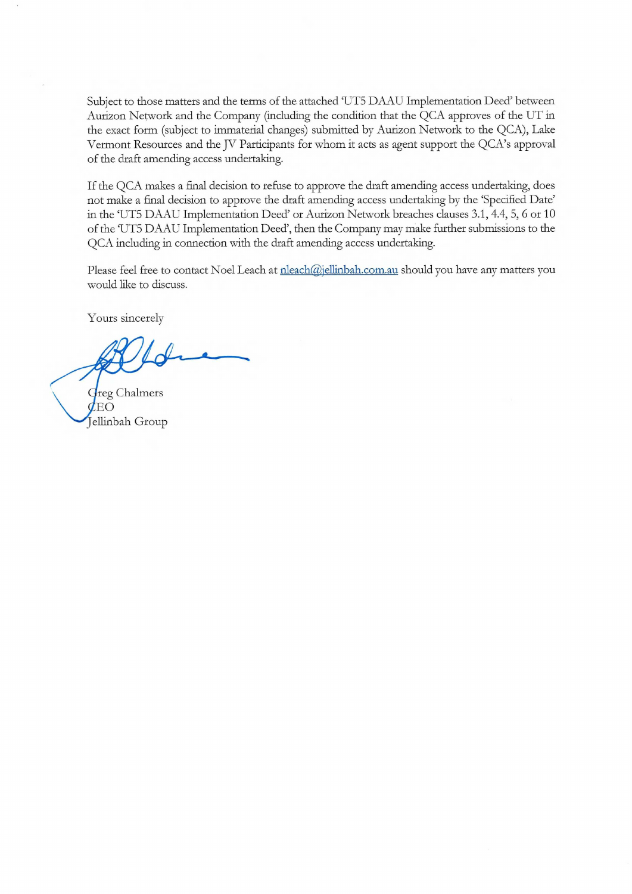Subject to those matters and the terms of the attached 'UT5 DAAU Implementation Deed' between Aurizon Network and the Company (including the condition that the QCA approves of the UT in the exact form (subject to immaterial changes) submitted by Aurizon Network to the QCA), Lake Vermont Resources and the JV Participants for whom it acts as agent support the QCA's approval of the draft amending access undertaking.

If the QCA makes a final decision to refuse to approve the draft amending access undertaking, does not make a final decision to approve the draft amending access undertaking by the 'Specified Date' in the 'UT5 DAAU Implementation Deed' or Aurizon Network breaches clauses 3.1, 4.4, 5, 6 or 10 of the 'UT5 DAAU Implementation Deed', then the Company may make further submissions to the QCA including in connection with the draft amending access undertaking.

Please feel free to contact Noel Leach at nleach@jellinbah.com.au should you have any matters you would like to discuss.

Yours sincerely

Greg Chalmers
CEO
Jellinbah Group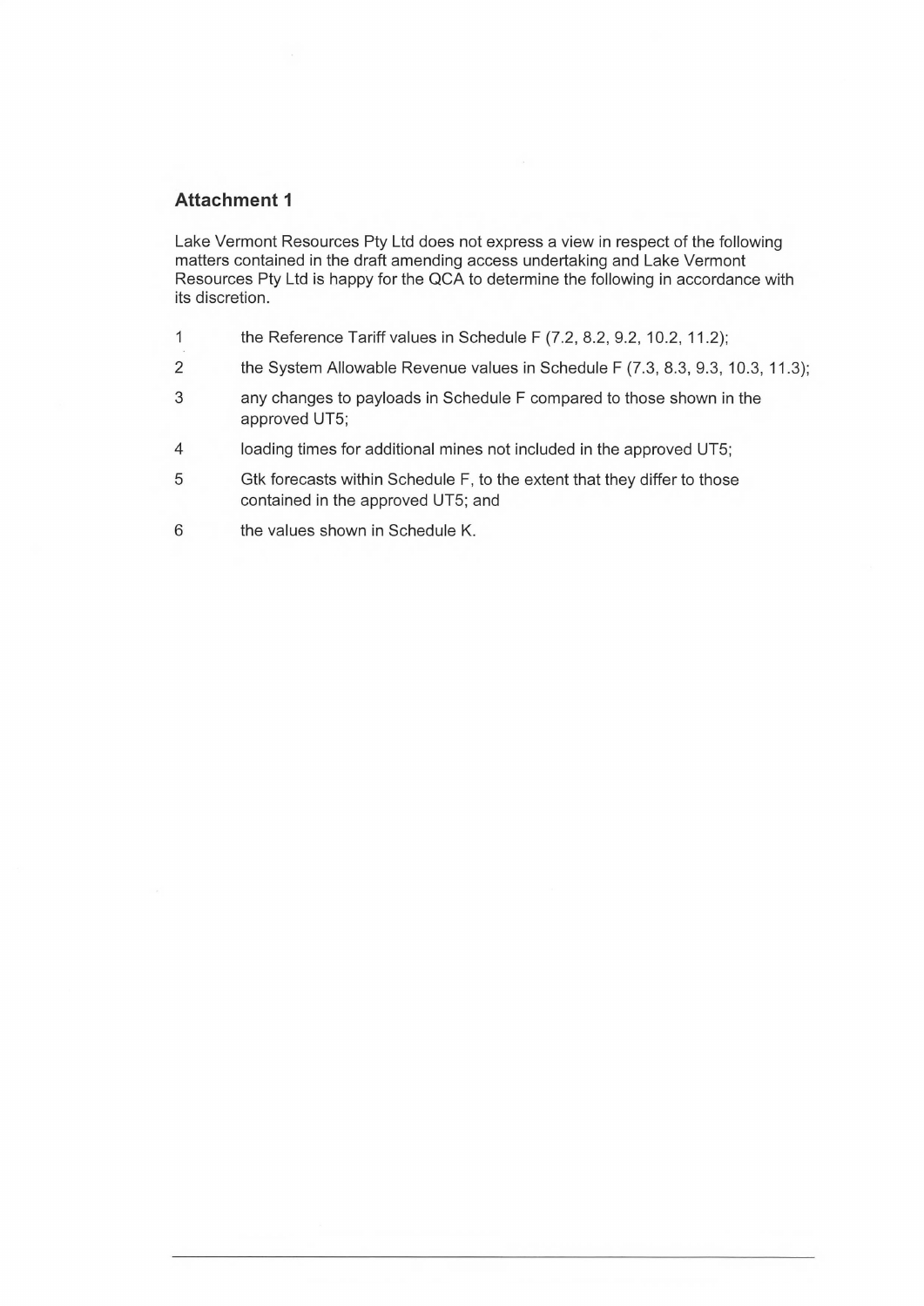## Attachment 1

Lake Vermont Resources Pty Ltd does not express a view in respect of the following matters contained in the draft amending access undertaking and Lake Vermont Resources Pty Ltd is happy for the QCA to determine the following in accordance with its discretion.

1. the Reference Tariff values in Schedule F (7.2, 8.2, 9.2, 10.2, 11.2);
2. the System Allowable Revenue values in Schedule F (7.3, 8.3, 9.3, 10.3, 11.3);
3. any changes to payloads in Schedule F compared to those shown in the approved UT5;
4. loading times for additional mines not included in the approved UT5;
5. Gtk forecasts within Schedule F, to the extent that they differ to those contained in the approved UT5; and
6. the values shown in Schedule K.